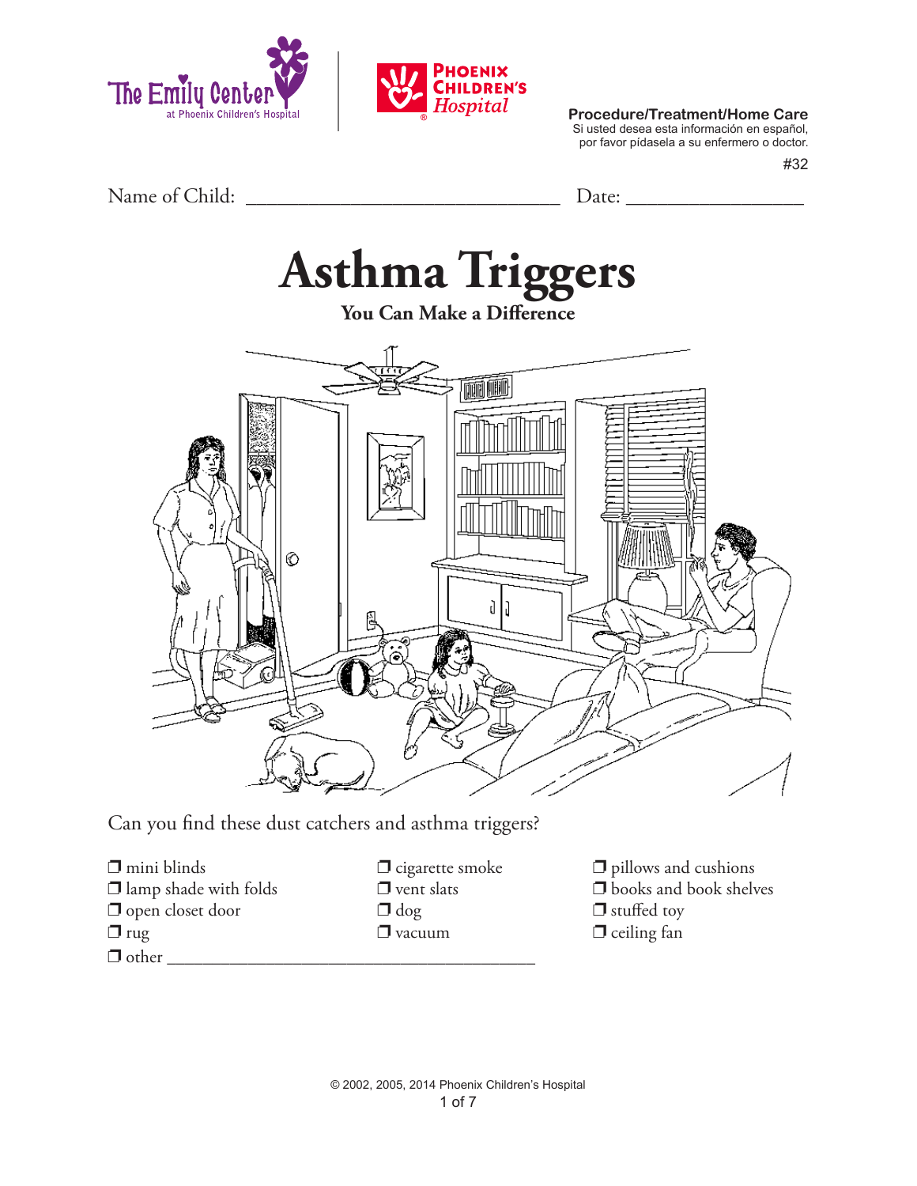The Emily Center at Phoenix Children's Hospital | Phoenix Children's Hospital

**Procedure/Treatment/Home Care**
Si usted desea esta información en español, por favor pídasela a su enfermero o doctor.

#32

Name of Child: ______________________________ Date: _________________

# Asthma Triggers

**You Can Make a Difference**

Can you find these dust catchers and asthma triggers?

- ❒ mini blinds
- ❒ lamp shade with folds
- ❒ open closet door
- ❒ rug
- ❒ cigarette smoke
- ❒ vent slats
- ❒ dog
- ❒ vacuum
- ❒ pillows and cushions
- ❒ books and book shelves
- ❒ stuffed toy
- ❒ ceiling fan
- ❒ other ___________________________________________

© 2002, 2005, 2014 Phoenix Children's Hospital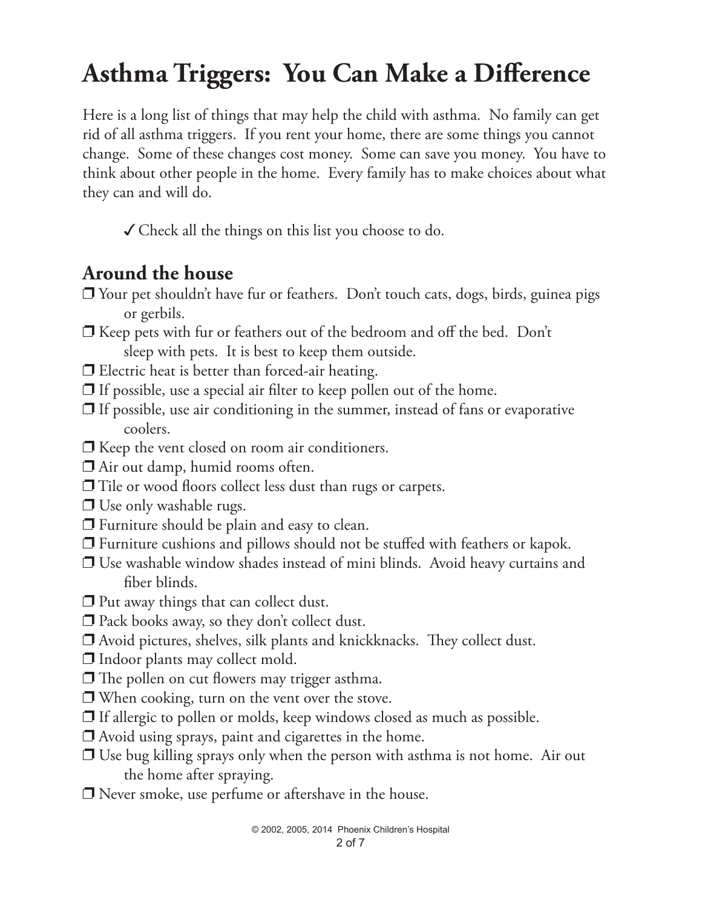# Asthma Triggers: You Can Make a Difference

Here is a long list of things that may help the child with asthma. No family can get rid of all asthma triggers. If you rent your home, there are some things you cannot change. Some of these changes cost money. Some can save you money. You have to think about other people in the home. Every family has to make choices about what they can and will do.

✓ Check all the things on this list you choose to do.

## Around the house

- ❒ Your pet shouldn't have fur or feathers. Don't touch cats, dogs, birds, guinea pigs or gerbils.
- ❒ Keep pets with fur or feathers out of the bedroom and off the bed. Don't sleep with pets. It is best to keep them outside.
- ❒ Electric heat is better than forced-air heating.
- ❒ If possible, use a special air filter to keep pollen out of the home.
- ❒ If possible, use air conditioning in the summer, instead of fans or evaporative coolers.
- ❒ Keep the vent closed on room air conditioners.
- ❒ Air out damp, humid rooms often.
- ❒ Tile or wood floors collect less dust than rugs or carpets.
- ❒ Use only washable rugs.
- ❒ Furniture should be plain and easy to clean.
- ❒ Furniture cushions and pillows should not be stuffed with feathers or kapok.
- ❒ Use washable window shades instead of mini blinds. Avoid heavy curtains and fiber blinds.
- ❒ Put away things that can collect dust.
- ❒ Pack books away, so they don't collect dust.
- ❒ Avoid pictures, shelves, silk plants and knickknacks. They collect dust.
- ❒ Indoor plants may collect mold.
- ❒ The pollen on cut flowers may trigger asthma.
- ❒ When cooking, turn on the vent over the stove.
- ❒ If allergic to pollen or molds, keep windows closed as much as possible.
- ❒ Avoid using sprays, paint and cigarettes in the home.
- ❒ Use bug killing sprays only when the person with asthma is not home. Air out the home after spraying.
- ❒ Never smoke, use perfume or aftershave in the house.

© 2002, 2005, 2014 Phoenix Children's Hospital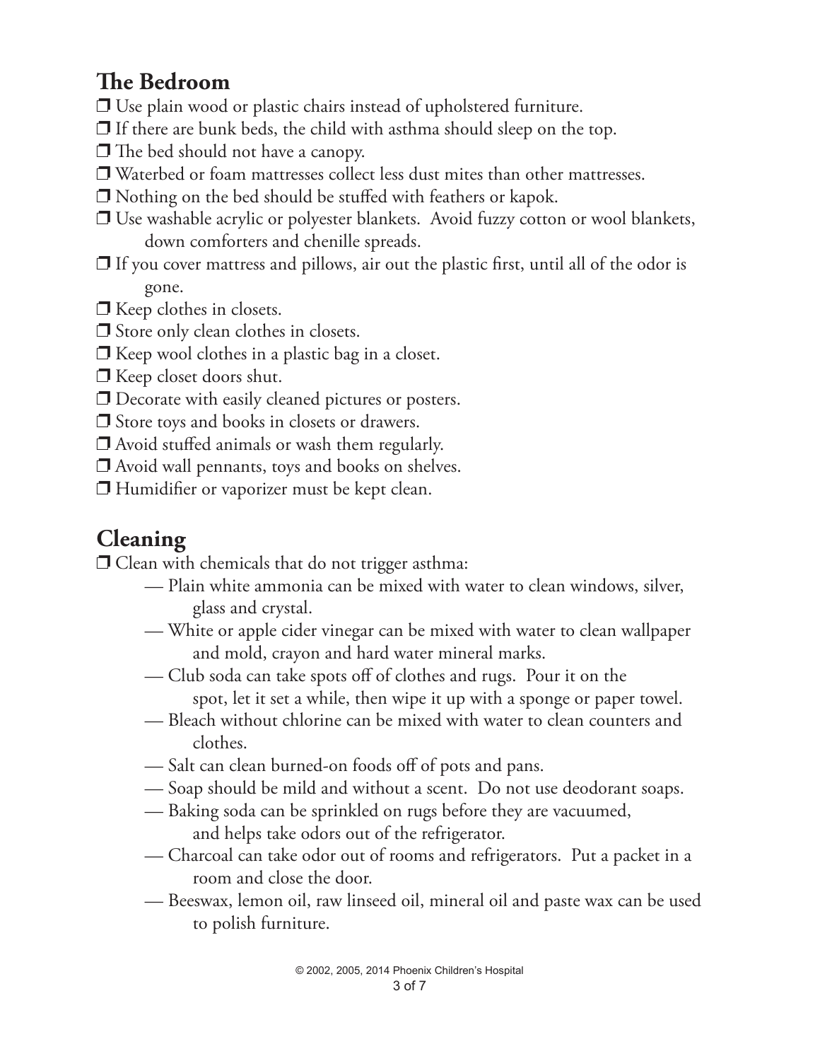## The Bedroom

- ❒ Use plain wood or plastic chairs instead of upholstered furniture.
- ❒ If there are bunk beds, the child with asthma should sleep on the top.
- ❒ The bed should not have a canopy.
- ❒ Waterbed or foam mattresses collect less dust mites than other mattresses.
- ❒ Nothing on the bed should be stuffed with feathers or kapok.
- ❒ Use washable acrylic or polyester blankets. Avoid fuzzy cotton or wool blankets, down comforters and chenille spreads.
- ❒ If you cover mattress and pillows, air out the plastic first, until all of the odor is gone.
- ❒ Keep clothes in closets.
- ❒ Store only clean clothes in closets.
- ❒ Keep wool clothes in a plastic bag in a closet.
- ❒ Keep closet doors shut.
- ❒ Decorate with easily cleaned pictures or posters.
- ❒ Store toys and books in closets or drawers.
- ❒ Avoid stuffed animals or wash them regularly.
- ❒ Avoid wall pennants, toys and books on shelves.
- ❒ Humidifier or vaporizer must be kept clean.

## Cleaning

- ❒ Clean with chemicals that do not trigger asthma:
  - — Plain white ammonia can be mixed with water to clean windows, silver, glass and crystal.
  - — White or apple cider vinegar can be mixed with water to clean wallpaper and mold, crayon and hard water mineral marks.
  - — Club soda can take spots off of clothes and rugs. Pour it on the spot, let it set a while, then wipe it up with a sponge or paper towel.
  - — Bleach without chlorine can be mixed with water to clean counters and clothes.
  - — Salt can clean burned-on foods off of pots and pans.
  - — Soap should be mild and without a scent. Do not use deodorant soaps.
  - — Baking soda can be sprinkled on rugs before they are vacuumed, and helps take odors out of the refrigerator.
  - — Charcoal can take odor out of rooms and refrigerators. Put a packet in a room and close the door.
  - — Beeswax, lemon oil, raw linseed oil, mineral oil and paste wax can be used to polish furniture.

© 2002, 2005, 2014 Phoenix Children's Hospital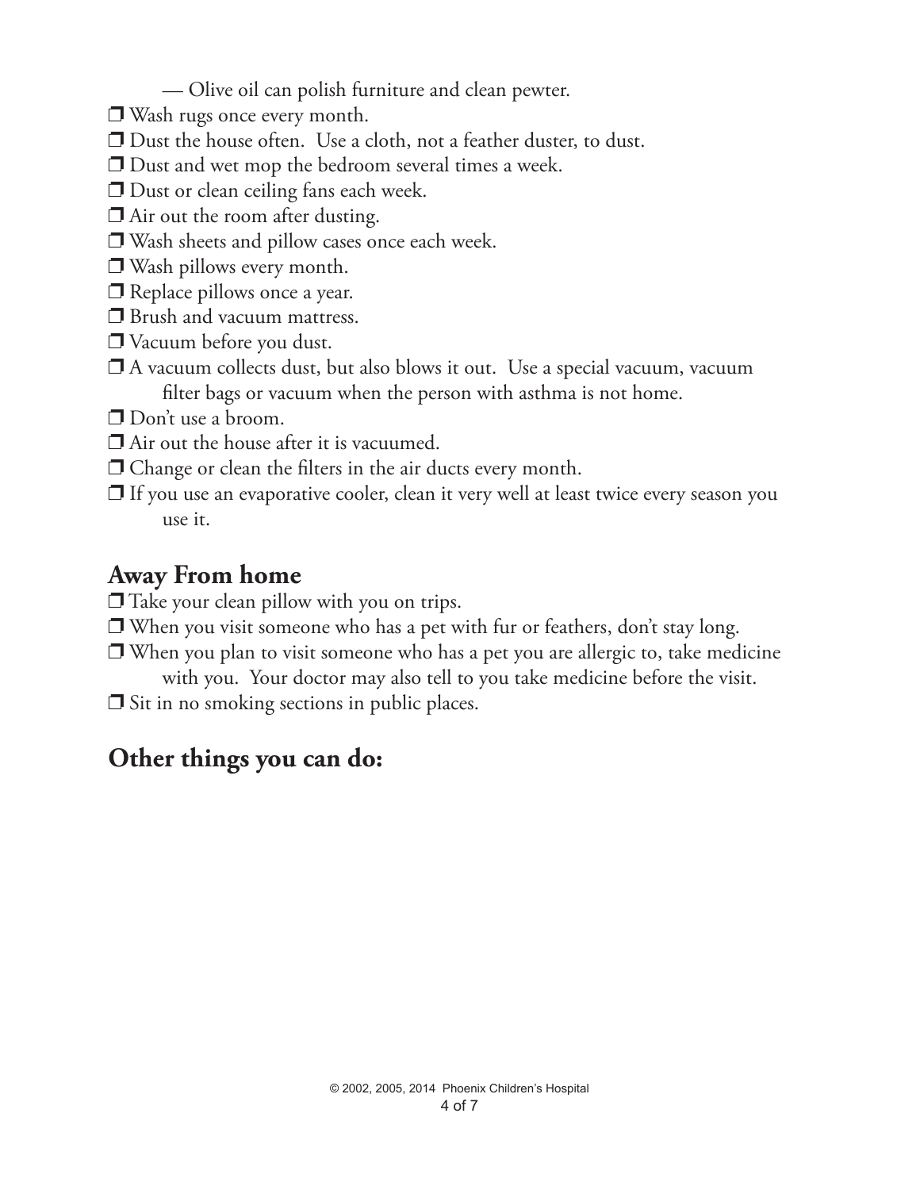— Olive oil can polish furniture and clean pewter.

- ❒ Wash rugs once every month.
- ❒ Dust the house often. Use a cloth, not a feather duster, to dust.
- ❒ Dust and wet mop the bedroom several times a week.
- ❒ Dust or clean ceiling fans each week.
- ❒ Air out the room after dusting.
- ❒ Wash sheets and pillow cases once each week.
- ❒ Wash pillows every month.
- ❒ Replace pillows once a year.
- ❒ Brush and vacuum mattress.
- ❒ Vacuum before you dust.
- ❒ A vacuum collects dust, but also blows it out. Use a special vacuum, vacuum filter bags or vacuum when the person with asthma is not home.
- ❒ Don't use a broom.
- ❒ Air out the house after it is vacuumed.
- ❒ Change or clean the filters in the air ducts every month.
- ❒ If you use an evaporative cooler, clean it very well at least twice every season you use it.

## Away From home

- ❒ Take your clean pillow with you on trips.
- ❒ When you visit someone who has a pet with fur or feathers, don't stay long.
- ❒ When you plan to visit someone who has a pet you are allergic to, take medicine with you. Your doctor may also tell to you take medicine before the visit.
- ❒ Sit in no smoking sections in public places.

## Other things you can do:

© 2002, 2005, 2014 Phoenix Children's Hospital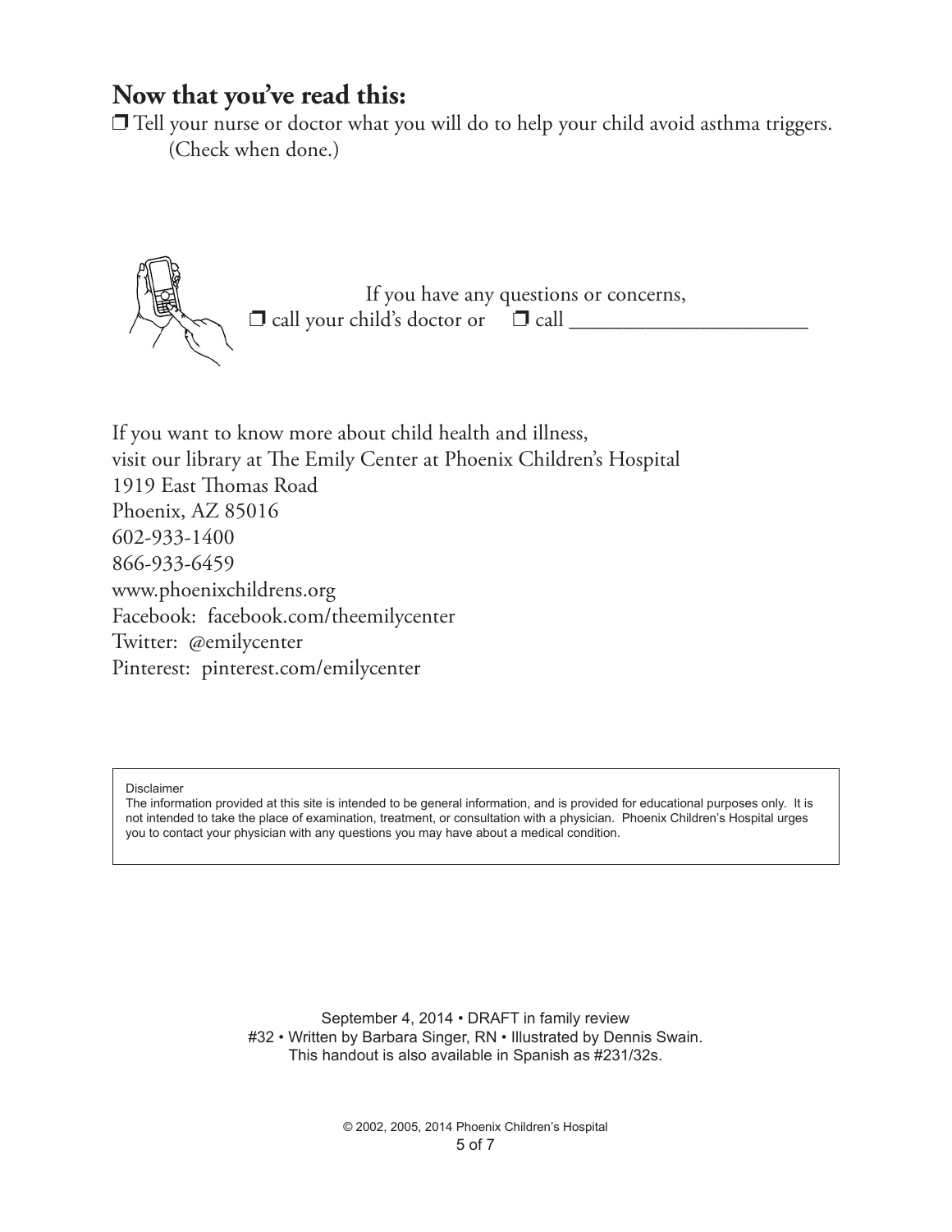## Now that you've read this:

❒ Tell your nurse or doctor what you will do to help your child avoid asthma triggers. (Check when done.)

If you have any questions or concerns,
❒ call your child's doctor or ❒ call ______________________

If you want to know more about child health and illness,
visit our library at The Emily Center at Phoenix Children's Hospital
1919 East Thomas Road
Phoenix, AZ 85016
602-933-1400
866-933-6459
www.phoenixchildrens.org
Facebook: facebook.com/theemilycenter
Twitter: @emilycenter
Pinterest: pinterest.com/emilycenter

Disclaimer
The information provided at this site is intended to be general information, and is provided for educational purposes only. It is not intended to take the place of examination, treatment, or consultation with a physician. Phoenix Children's Hospital urges you to contact your physician with any questions you may have about a medical condition.

September 4, 2014 • DRAFT in family review
#32 • Written by Barbara Singer, RN • Illustrated by Dennis Swain.
This handout is also available in Spanish as #231/32s.

© 2002, 2005, 2014 Phoenix Children's Hospital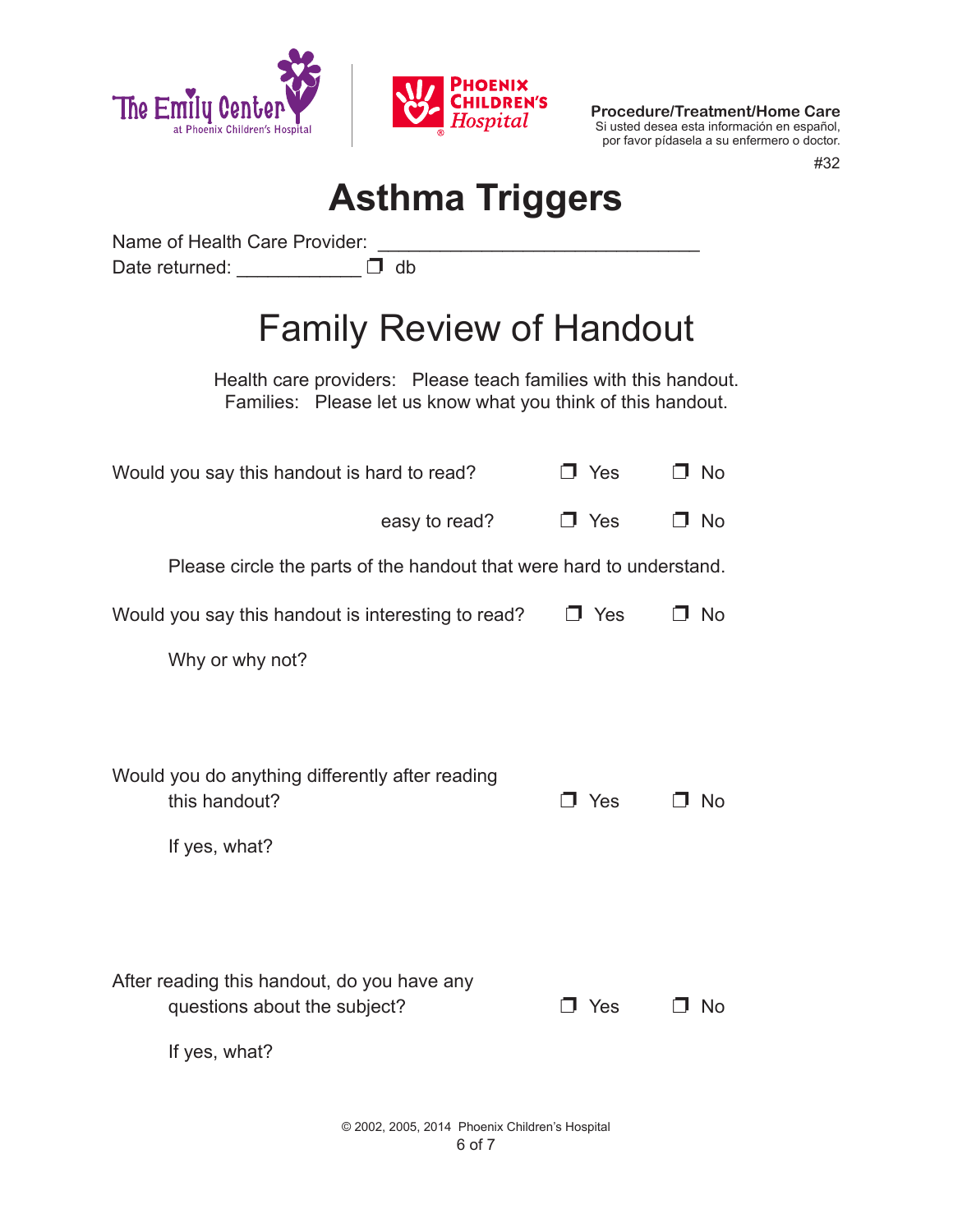The Emily Center at Phoenix Children's Hospital

Phoenix Children's Hospital

**Procedure/Treatment/Home Care**
Si usted desea esta información en español, por favor pídasela a su enfermero o doctor.

#32

# Asthma Triggers

Name of Health Care Provider: ______________________________
Date returned: ____________ ❒ db

## Family Review of Handout

Health care providers: Please teach families with this handout.
Families: Please let us know what you think of this handout.

Would you say this handout is hard to read? ❒ Yes ❒ No

easy to read? ❒ Yes ❒ No

Please circle the parts of the handout that were hard to understand.

Would you say this handout is interesting to read? ❒ Yes ❒ No

Why or why not?

Would you do anything differently after reading this handout? ❒ Yes ❒ No

If yes, what?

After reading this handout, do you have any questions about the subject? ❒ Yes ❒ No

If yes, what?

© 2002, 2005, 2014 Phoenix Children's Hospital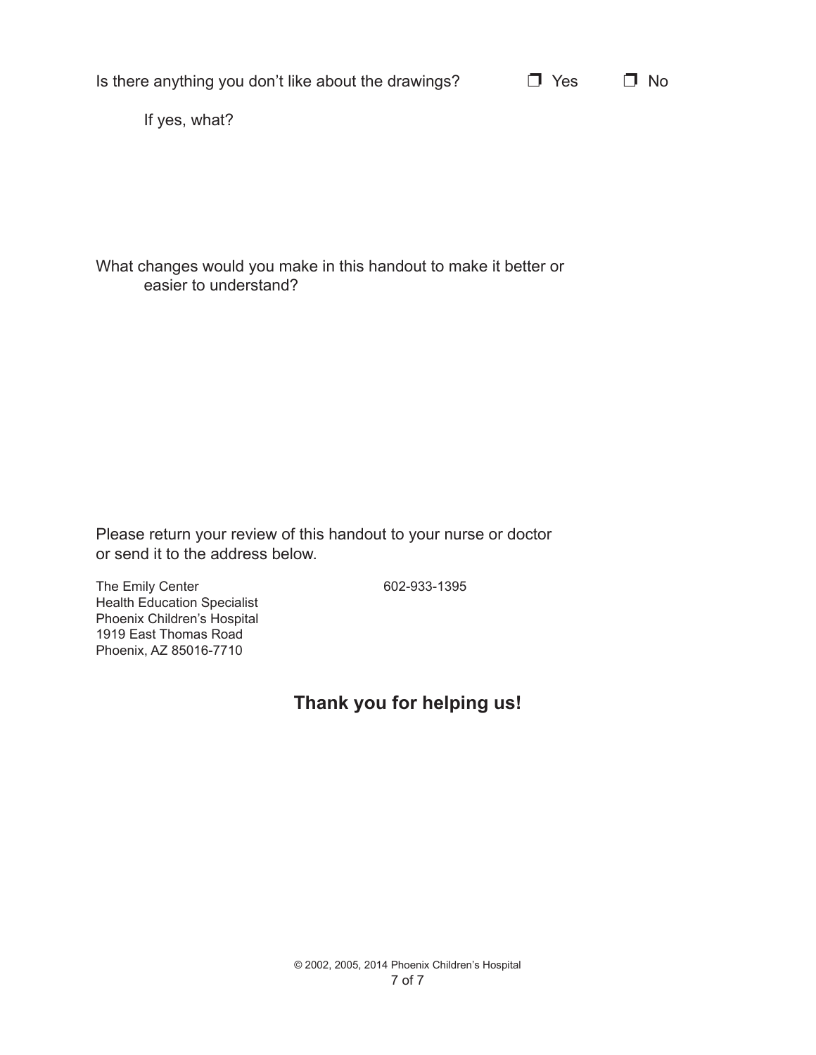Is there anything you don't like about the drawings? ❒ Yes ❒ No

If yes, what?

What changes would you make in this handout to make it better or easier to understand?

Please return your review of this handout to your nurse or doctor or send it to the address below.

The Emily Center  
Health Education Specialist  
Phoenix Children's Hospital  
1919 East Thomas Road  
Phoenix, AZ 85016-7710

602-933-1395

**Thank you for helping us!**

© 2002, 2005, 2014 Phoenix Children's Hospital